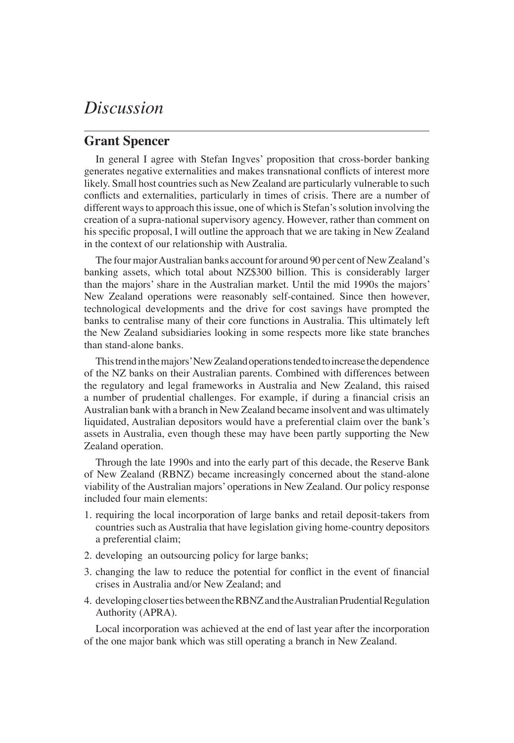# *Discussion*

## Grant Spencer

In general I agree with Stefan Ingves' proposition that cross-border banking generates negative externalities and makes transnational conflicts of interest more likely. Small host countries such as New Zealand are particularly vulnerable to such conflicts and externalities, particularly in times of crisis. There are a number of different ways to approach this issue, one of which is Stefan's solution involving the creation of a supra-national supervisory agency. However, rather than comment on his specific proposal, I will outline the approach that we are taking in New Zealand in the context of our relationship with Australia.

The four major Australian banks account for around 90 per cent of New Zealand's banking assets, which total about NZ$300 billion. This is considerably larger than the majors' share in the Australian market. Until the mid 1990s the majors' New Zealand operations were reasonably self-contained. Since then however, technological developments and the drive for cost savings have prompted the banks to centralise many of their core functions in Australia. This ultimately left the New Zealand subsidiaries looking in some respects more like state branches than stand-alone banks.

This trend in the majors' New Zealand operations tended to increase the dependence of the NZ banks on their Australian parents. Combined with differences between the regulatory and legal frameworks in Australia and New Zealand, this raised a number of prudential challenges. For example, if during a financial crisis an Australian bank with a branch in New Zealand became insolvent and was ultimately liquidated, Australian depositors would have a preferential claim over the bank's assets in Australia, even though these may have been partly supporting the New Zealand operation.

Through the late 1990s and into the early part of this decade, the Reserve Bank of New Zealand (RBNZ) became increasingly concerned about the stand-alone viability of the Australian majors' operations in New Zealand. Our policy response included four main elements:

1. requiring the local incorporation of large banks and retail deposit-takers from countries such as Australia that have legislation giving home-country depositors a preferential claim;
2. developing an outsourcing policy for large banks;
3. changing the law to reduce the potential for conflict in the event of financial crises in Australia and/or New Zealand; and
4. developing closer ties between the RBNZ and the Australian Prudential Regulation Authority (APRA).

Local incorporation was achieved at the end of last year after the incorporation of the one major bank which was still operating a branch in New Zealand.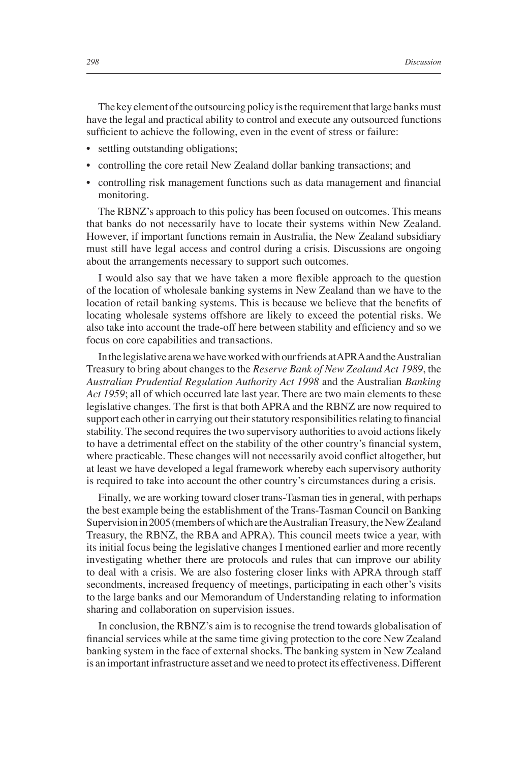The key element of the outsourcing policy is the requirement that large banks must have the legal and practical ability to control and execute any outsourced functions sufficient to achieve the following, even in the event of stress or failure:

- settling outstanding obligations;
- controlling the core retail New Zealand dollar banking transactions; and
- controlling risk management functions such as data management and financial monitoring.

The RBNZ's approach to this policy has been focused on outcomes. This means that banks do not necessarily have to locate their systems within New Zealand. However, if important functions remain in Australia, the New Zealand subsidiary must still have legal access and control during a crisis. Discussions are ongoing about the arrangements necessary to support such outcomes.

I would also say that we have taken a more flexible approach to the question of the location of wholesale banking systems in New Zealand than we have to the location of retail banking systems. This is because we believe that the benefits of locating wholesale systems offshore are likely to exceed the potential risks. We also take into account the trade-off here between stability and efficiency and so we focus on core capabilities and transactions.

In the legislative arena we have worked with our friends at APRA and the Australian Treasury to bring about changes to the *Reserve Bank of New Zealand Act 1989*, the *Australian Prudential Regulation Authority Act 1998* and the Australian *Banking Act 1959*; all of which occurred late last year. There are two main elements to these legislative changes. The first is that both APRA and the RBNZ are now required to support each other in carrying out their statutory responsibilities relating to financial stability. The second requires the two supervisory authorities to avoid actions likely to have a detrimental effect on the stability of the other country's financial system, where practicable. These changes will not necessarily avoid conflict altogether, but at least we have developed a legal framework whereby each supervisory authority is required to take into account the other country's circumstances during a crisis.

Finally, we are working toward closer trans-Tasman ties in general, with perhaps the best example being the establishment of the Trans-Tasman Council on Banking Supervision in 2005 (members of which are the Australian Treasury, the New Zealand Treasury, the RBNZ, the RBA and APRA). This council meets twice a year, with its initial focus being the legislative changes I mentioned earlier and more recently investigating whether there are protocols and rules that can improve our ability to deal with a crisis. We are also fostering closer links with APRA through staff secondments, increased frequency of meetings, participating in each other's visits to the large banks and our Memorandum of Understanding relating to information sharing and collaboration on supervision issues.

In conclusion, the RBNZ's aim is to recognise the trend towards globalisation of financial services while at the same time giving protection to the core New Zealand banking system in the face of external shocks. The banking system in New Zealand is an important infrastructure asset and we need to protect its effectiveness. Different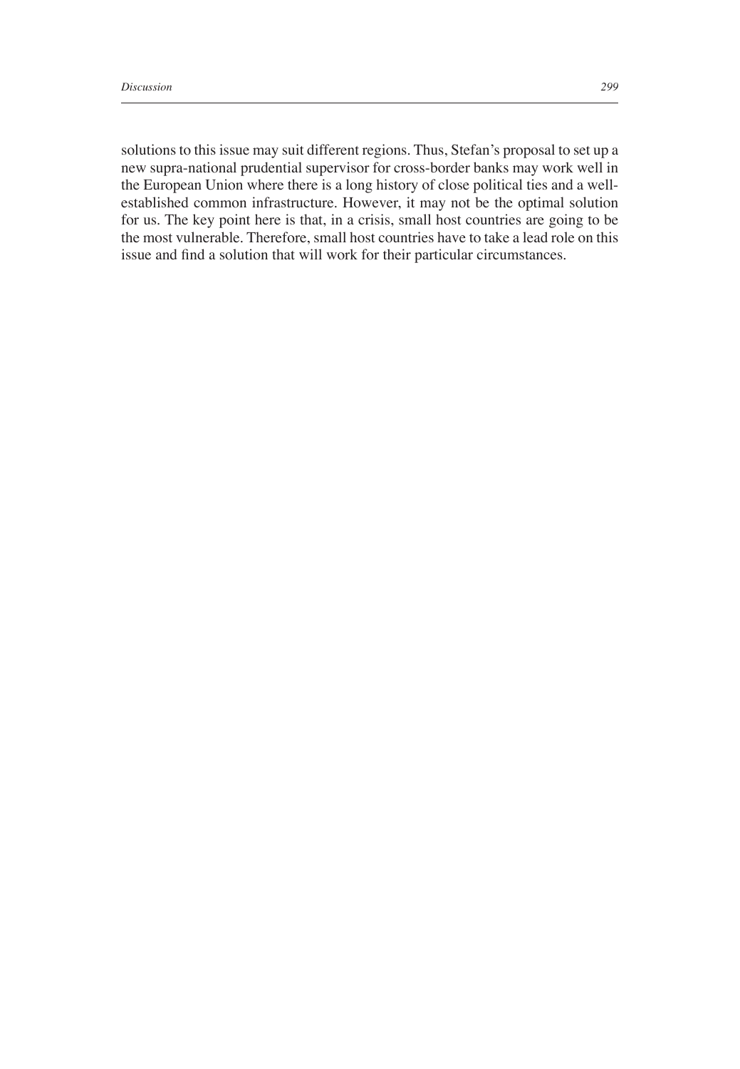solutions to this issue may suit different regions. Thus, Stefan's proposal to set up a new supra-national prudential supervisor for cross-border banks may work well in the European Union where there is a long history of close political ties and a well-established common infrastructure. However, it may not be the optimal solution for us. The key point here is that, in a crisis, small host countries are going to be the most vulnerable. Therefore, small host countries have to take a lead role on this issue and find a solution that will work for their particular circumstances.